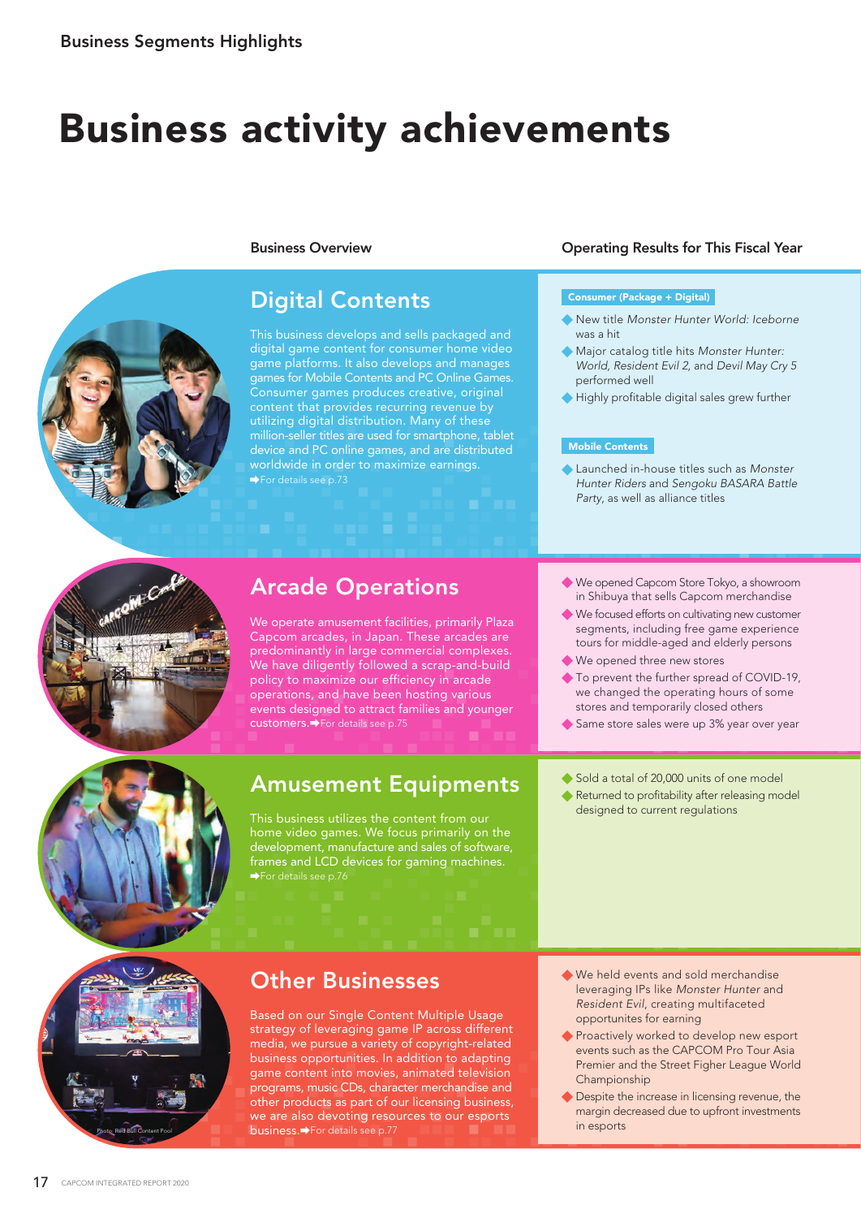Business Segments Highlights

# Business activity achievements

| Business Overview | Operating Results for This Fiscal Year |
|---|---|

## Digital Contents

This business develops and sells packaged and digital game content for consumer home video game platforms. It also develops and manages games for Mobile Contents and PC Online Games. Consumer games produces creative, original content that provides recurring revenue by utilizing digital distribution. Many of these million-seller titles are used for smartphone, tablet device and PC online games, and are distributed worldwide in order to maximize earnings.
➡For details see p.73

**Consumer (Package + Digital)**

- New title *Monster Hunter World: Iceborne* was a hit
- Major catalog title hits *Monster Hunter: World, Resident Evil 2,* and *Devil May Cry 5* performed well
- Highly profitable digital sales grew further

**Mobile Contents**

- Launched in-house titles such as *Monster Hunter Riders* and *Sengoku BASARA Battle Party*, as well as alliance titles

## Arcade Operations

We operate amusement facilities, primarily Plaza Capcom arcades, in Japan. These arcades are predominantly in large commercial complexes. We have diligently followed a scrap-and-build policy to maximize our efficiency in arcade operations, and have been hosting various events designed to attract families and younger customers.➡For details see p.75

- We opened Capcom Store Tokyo, a showroom in Shibuya that sells Capcom merchandise
- We focused efforts on cultivating new customer segments, including free game experience tours for middle-aged and elderly persons
- We opened three new stores
- To prevent the further spread of COVID-19, we changed the operating hours of some stores and temporarily closed others
- Same store sales were up 3% year over year

## Amusement Equipments

This business utilizes the content from our home video games. We focus primarily on the development, manufacture and sales of software, frames and LCD devices for gaming machines.
➡For details see p.76

- Sold a total of 20,000 units of one model
- Returned to profitability after releasing model designed to current regulations

## Other Businesses

Based on our Single Content Multiple Usage strategy of leveraging game IP across different media, we pursue a variety of copyright-related business opportunities. In addition to adapting game content into movies, animated television programs, music CDs, character merchandise and other products as part of our licensing business, we are also devoting resources to our esports business.➡For details see p.77

Photo: Red Bull Content Pool

- We held events and sold merchandise leveraging IPs like *Monster Hunter* and *Resident Evil*, creating multifaceted opportunites for earning
- Proactively worked to develop new esport events such as the CAPCOM Pro Tour Asia Premier and the Street Figher League World Championship
- Despite the increase in licensing revenue, the margin decreased due to upfront investments in esports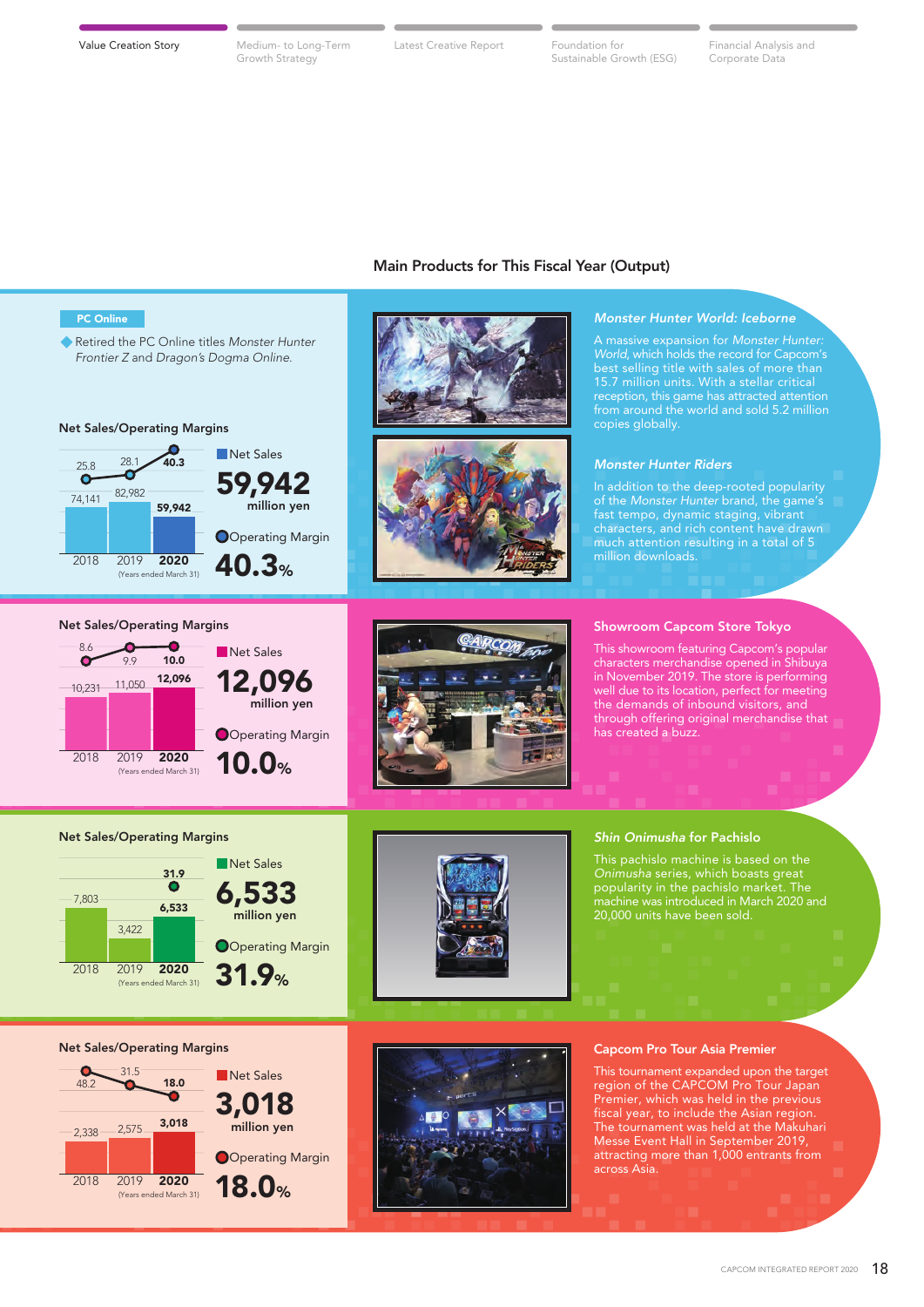Value Creation Story | Medium- to Long-Term Growth Strategy | Latest Creative Report | Foundation for Sustainable Growth (ESG) | Financial Analysis and Corporate Data

## Main Products for This Fiscal Year (Output)

**PC Online**

- Retired the PC Online titles *Monster Hunter Frontier Z* and *Dragon's Dogma Online*.

**Net Sales/Operating Margins**

25.8
28.1
40.3
74,141
82,982
59,942
2018 2019 2020
(Years ended March 31)

Net Sales
**59,942** million yen

Operating Margin
**40.3%**

### *Monster Hunter World: Iceborne*

A massive expansion for *Monster Hunter: World*, which holds the record for Capcom's best selling title with sales of more than 15.7 million units. With a stellar critical reception, this game has attracted attention from around the world and sold 5.2 million copies globally.

### *Monster Hunter Riders*

In addition to the deep-rooted popularity of the *Monster Hunter* brand, the game's fast tempo, dynamic staging, vibrant characters, and rich content have drawn much attention resulting in a total of 5 million downloads.

**Net Sales/Operating Margins**

8.6
9.9
10.0
10,231
11,050
12,096
2018 2019 2020
(Years ended March 31)

Net Sales
**12,096** million yen

Operating Margin
**10.0%**

### Showroom Capcom Store Tokyo

This showroom featuring Capcom's popular characters merchandise opened in Shibuya in November 2019. The store is performing well due to its location, perfect for meeting the demands of inbound visitors, and through offering original merchandise that has created a buzz.

**Net Sales/Operating Margins**

31.9
7,803
3,422
6,533
2018 2019 2020
(Years ended March 31)

Net Sales
**6,533** million yen

Operating Margin
**31.9%**

### *Shin Onimusha* for Pachislo

This pachislo machine is based on the *Onimusha* series, which boasts great popularity in the pachislo market. The machine was introduced in March 2020 and 20,000 units have been sold.

**Net Sales/Operating Margins**

48.2
31.5
18.0
2,338
2,575
3,018
2018 2019 2020
(Years ended March 31)

Net Sales
**3,018** million yen

Operating Margin
**18.0%**

### Capcom Pro Tour Asia Premier

This tournament expanded upon the target region of the CAPCOM Pro Tour Japan Premier, which was held in the previous fiscal year, to include the Asian region. The tournament was held at the Makuhari Messe Event Hall in September 2019, attracting more than 1,000 entrants from across Asia.